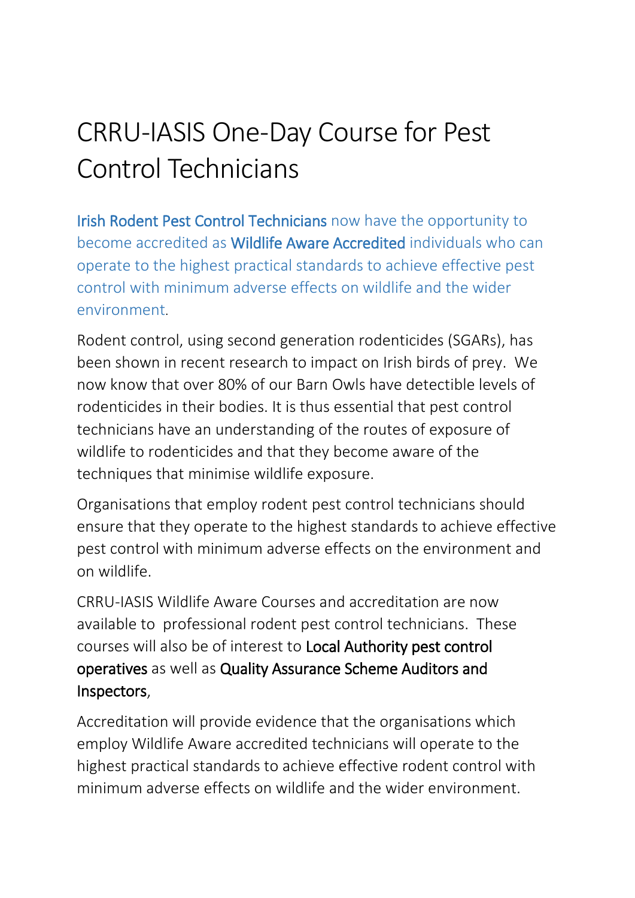# CRRU-IASIS One-Day Course for Pest Control Technicians

Irish Rodent Pest Control Technicians now have the opportunity to become accredited as Wildlife Aware Accredited individuals who can operate to the highest practical standards to achieve effective pest control with minimum adverse effects on wildlife and the wider environment.

Rodent control, using second generation rodenticides (SGARs), has been shown in recent research to impact on Irish birds of prey. We now know that over 80% of our Barn Owls have detectible levels of rodenticides in their bodies. It is thus essential that pest control technicians have an understanding of the routes of exposure of wildlife to rodenticides and that they become aware of the techniques that minimise wildlife exposure.

Organisations that employ rodent pest control technicians should ensure that they operate to the highest standards to achieve effective pest control with minimum adverse effects on the environment and on wildlife.

CRRU-IASIS Wildlife Aware Courses and accreditation are now available to professional rodent pest control technicians. These courses will also be of interest to Local Authority pest control operatives as well as Quality Assurance Scheme Auditors and Inspectors,

Accreditation will provide evidence that the organisations which employ Wildlife Aware accredited technicians will operate to the highest practical standards to achieve effective rodent control with minimum adverse effects on wildlife and the wider environment.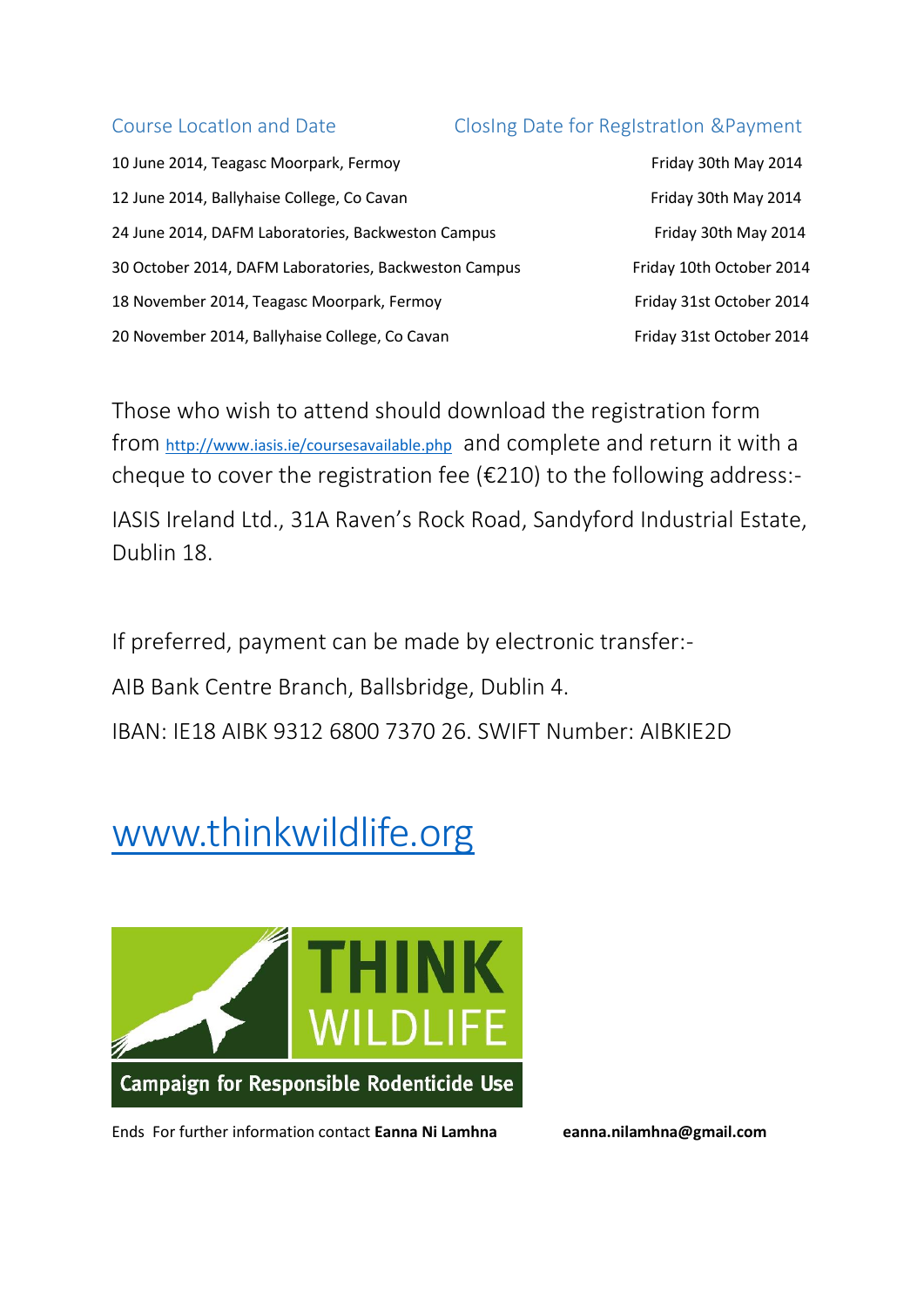| Course Location and Date | Closing Date for Registration &Payment |
|---|---|
| 10 June 2014, Teagasc Moorpark, Fermoy | Friday 30th May 2014 |
| 12 June 2014, Ballyhaise College, Co Cavan | Friday 30th May 2014 |
| 24 June 2014, DAFM Laboratories, Backweston Campus | Friday 30th May 2014 |
| 30 October 2014, DAFM Laboratories, Backweston Campus | Friday 10th October 2014 |
| 18 November 2014, Teagasc Moorpark, Fermoy | Friday 31st October 2014 |
| 20 November 2014, Ballyhaise College, Co Cavan | Friday 31st October 2014 |

Those who wish to attend should download the registration form from http://www.iasis.ie/coursesavailable.php and complete and return it with a cheque to cover the registration fee (€210) to the following address:-

IASIS Ireland Ltd., 31A Raven's Rock Road, Sandyford Industrial Estate, Dublin 18.

If preferred, payment can be made by electronic transfer:-

AIB Bank Centre Branch, Ballsbridge, Dublin 4.

IBAN: IE18 AIBK 9312 6800 7370 26. SWIFT Number: AIBKIE2D

# www.thinkwildlife.org

THINK WILDLIFE

Campaign for Responsible Rodenticide Use

Ends For further information contact **Eanna Ni Lamhna** **eanna.nilamhna@gmail.com**